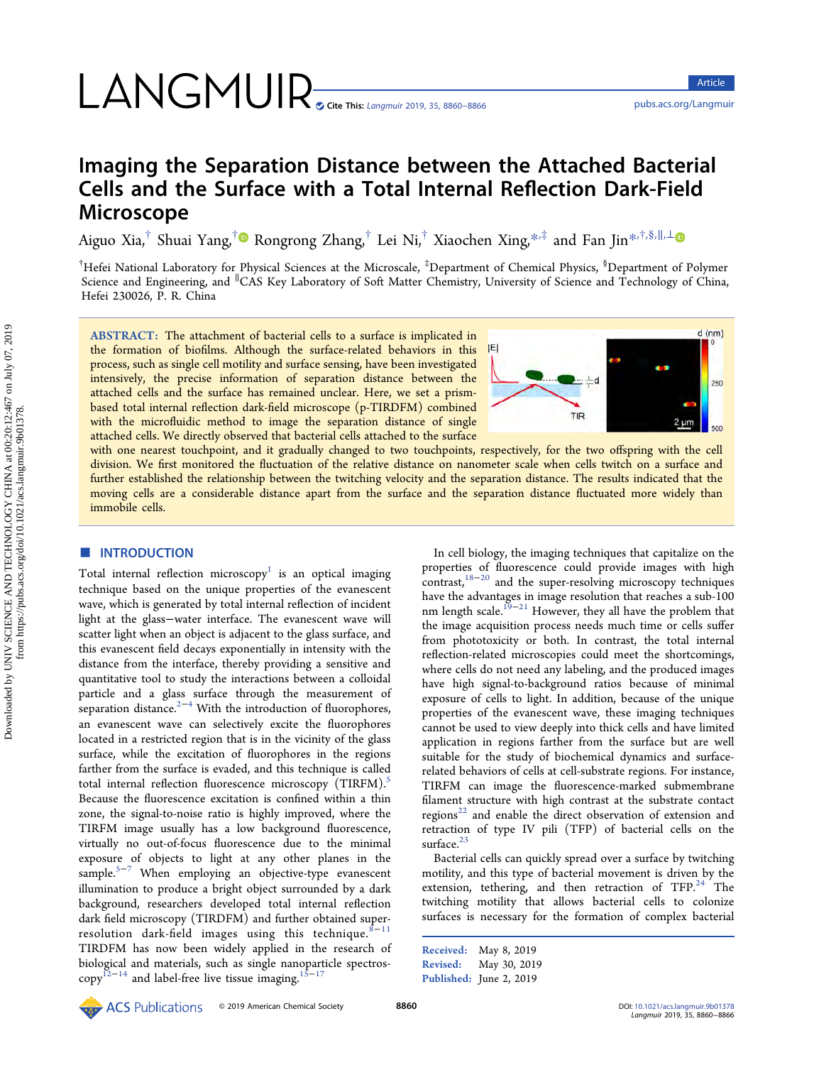# Imaging the Separation Distance between the Attached Bacterial Cells and the Surface with a Total Internal Reflection Dark-Field Microscope

Aiguo Xia,[†] Shuai Yang,[†] Rongrong Zhang,[†] Lei Ni,[†] Xiaochen Xing,[*,‡] and Fan Jin[*,†,§,∥,⊥]

[†]Hefei National Laboratory for Physical Sciences at the Microscale, [‡]Department of Chemical Physics, [§]Department of Polymer Science and Engineering, and [∥]CAS Key Laboratory of Soft Matter Chemistry, University of Science and Technology of China, Hefei 230026, P. R. China

**ABSTRACT:** The attachment of bacterial cells to a surface is implicated in the formation of biofilms. Although the surface-related behaviors in this process, such as single cell motility and surface sensing, have been investigated intensively, the precise information of separation distance between the attached cells and the surface has remained unclear. Here, we set a prism-based total internal reflection dark-field microscope (p-TIRDFM) combined with the microfluidic method to image the separation distance of single attached cells. We directly observed that bacterial cells attached to the surface with one nearest touchpoint, and it gradually changed to two touchpoints, respectively, for the two offspring with the cell division. We first monitored the fluctuation of the relative distance on nanometer scale when cells twitch on a surface and further established the relationship between the twitching velocity and the separation distance. The results indicated that the moving cells are a considerable distance apart from the surface and the separation distance fluctuated more widely than immobile cells.

|E|

d

TIR

2 μm

d (nm)
0
250
500

## INTRODUCTION

Total internal reflection microscopy[1] is an optical imaging technique based on the unique properties of the evanescent wave, which is generated by total internal reflection of incident light at the glass−water interface. The evanescent wave will scatter light when an object is adjacent to the glass surface, and this evanescent field decays exponentially in intensity with the distance from the interface, thereby providing a sensitive and quantitative tool to study the interactions between a colloidal particle and a glass surface through the measurement of separation distance.[2−4] With the introduction of fluorophores, an evanescent wave can selectively excite the fluorophores located in a restricted region that is in the vicinity of the glass surface, while the excitation of fluorophores in the regions farther from the surface is evaded, and this technique is called total internal reflection fluorescence microscopy (TIRFM).[5] Because the fluorescence excitation is confined within a thin zone, the signal-to-noise ratio is highly improved, where the TIRFM image usually has a low background fluorescence, virtually no out-of-focus fluorescence due to the minimal exposure of objects to light at any other planes in the sample.[5−7] When employing an objective-type evanescent illumination to produce a bright object surrounded by a dark background, researchers developed total internal reflection dark field microscopy (TIRDFM) and further obtained super-resolution dark-field images using this technique.[8−11] TIRDFM has now been widely applied in the research of biological and materials, such as single nanoparticle spectroscopy[12−14] and label-free live tissue imaging.[15−17]

In cell biology, the imaging techniques that capitalize on the properties of fluorescence could provide images with high contrast,[18−20] and the super-resolving microscopy techniques have the advantages in image resolution that reaches a sub-100 nm length scale.[19−21] However, they all have the problem that the image acquisition process needs much time or cells suffer from phototoxicity or both. In contrast, the total internal reflection-related microscopies could meet the shortcomings, where cells do not need any labeling, and the produced images have high signal-to-background ratios because of minimal exposure of cells to light. In addition, because of the unique properties of the evanescent wave, these imaging techniques cannot be used to view deeply into thick cells and have limited application in regions farther from the surface but are well suitable for the study of biochemical dynamics and surface-related behaviors of cells at cell-substrate regions. For instance, TIRFM can image the fluorescence-marked submembrane filament structure with high contrast at the substrate contact regions[22] and enable the direct observation of extension and retraction of type IV pili (TFP) of bacterial cells on the surface.[23]

Bacterial cells can quickly spread over a surface by twitching motility, and this type of bacterial movement is driven by the extension, tethering, and then retraction of TFP.[24] The twitching motility that allows bacterial cells to colonize surfaces is necessary for the formation of complex bacterial

Received: May 8, 2019
Revised: May 30, 2019
Published: June 2, 2019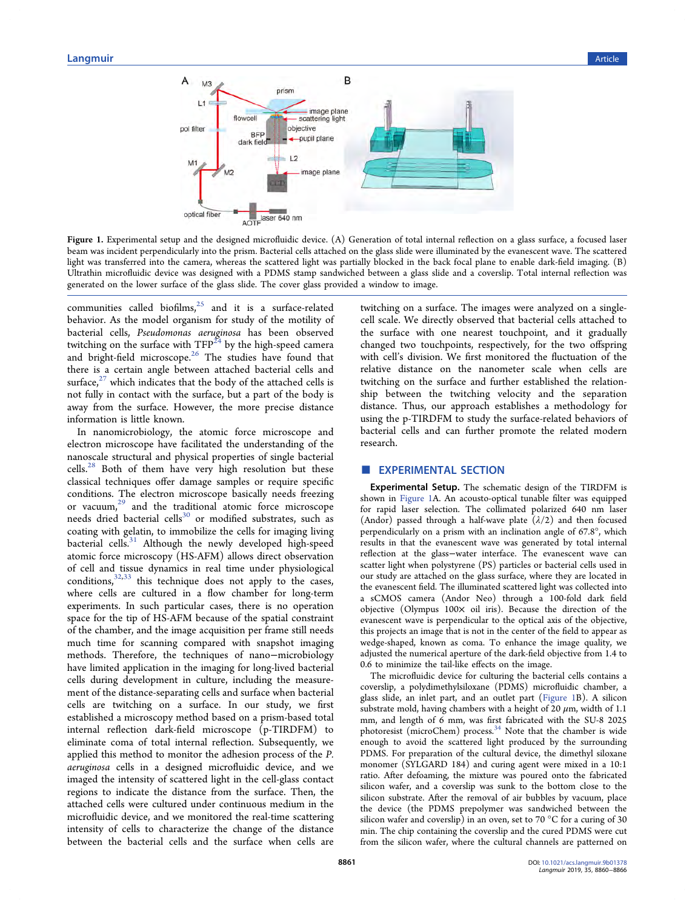Figure 1. Experimental setup and the designed microfluidic device. (A) Generation of total internal reflection on a glass surface, a focused laser beam was incident perpendicularly into the prism. Bacterial cells attached on the glass slide were illuminated by the evanescent wave. The scattered light was transferred into the camera, whereas the scattered light was partially blocked in the back focal plane to enable dark-field imaging. (B) Ultrathin microfluidic device was designed with a PDMS stamp sandwiched between a glass slide and a coverslip. Total internal reflection was generated on the lower surface of the glass slide. The cover glass provided a window to image.

communities called biofilms,[25] and it is a surface-related behavior. As the model organism for study of the motility of bacterial cells, *Pseudomonas aeruginosa* has been observed twitching on the surface with TFP[24] by the high-speed camera and bright-field microscope.[26] The studies have found that there is a certain angle between attached bacterial cells and surface,[27] which indicates that the body of the attached cells is not fully in contact with the surface, but a part of the body is away from the surface. However, the more precise distance information is little known.

In nanomicrobiology, the atomic force microscope and electron microscope have facilitated the understanding of the nanoscale structural and physical properties of single bacterial cells.[28] Both of them have very high resolution but these classical techniques offer damage samples or require specific conditions. The electron microscope basically needs freezing or vacuum,[29] and the traditional atomic force microscope needs dried bacterial cells[30] or modified substrates, such as coating with gelatin, to immobilize the cells for imaging living bacterial cells.[31] Although the newly developed high-speed atomic force microscopy (HS-AFM) allows direct observation of cell and tissue dynamics in real time under physiological conditions,[32,33] this technique does not apply to the cases, where cells are cultured in a flow chamber for long-term experiments. In such particular cases, there is no operation space for the tip of HS-AFM because of the spatial constraint of the chamber, and the image acquisition per frame still needs much time for scanning compared with snapshot imaging methods. Therefore, the techniques of nano−microbiology have limited application in the imaging for long-lived bacterial cells during development in culture, including the measurement of the distance-separating cells and surface when bacterial cells are twitching on a surface. In our study, we first established a microscopy method based on a prism-based total internal reflection dark-field microscope (p-TIRDFM) to eliminate coma of total internal reflection. Subsequently, we applied this method to monitor the adhesion process of the *P. aeruginosa* cells in a designed microfluidic device, and we imaged the intensity of scattered light in the cell-glass contact regions to indicate the distance from the surface. Then, the attached cells were cultured under continuous medium in the microfluidic device, and we monitored the real-time scattering intensity of cells to characterize the change of the distance between the bacterial cells and the surface when cells are twitching on a surface. The images were analyzed on a single-cell scale. We directly observed that bacterial cells attached to the surface with one nearest touchpoint, and it gradually changed two touchpoints, respectively, for the two offspring with cell's division. We first monitored the fluctuation of the relative distance on the nanometer scale when cells are twitching on the surface and further established the relationship between the twitching velocity and the separation distance. Thus, our approach establishes a methodology for using the p-TIRDFM to study the surface-related behaviors of bacterial cells and can further promote the related modern research.

## EXPERIMENTAL SECTION

**Experimental Setup.** The schematic design of the TIRDFM is shown in Figure 1A. An acousto-optical tunable filter was equipped for rapid laser selection. The collimated polarized 640 nm laser (Andor) passed through a half-wave plate ($\lambda/2$) and then focused perpendicularly on a prism with an inclination angle of 67.8°, which results in that the evanescent wave was generated by total internal reflection at the glass−water interface. The evanescent wave can scatter light when polystyrene (PS) particles or bacterial cells used in our study are attached on the glass surface, where they are located in the evanescent field. The illuminated scattered light was collected into a sCMOS camera (Andor Neo) through a 100-fold dark field objective (Olympus 100× oil iris). Because the direction of the evanescent wave is perpendicular to the optical axis of the objective, this projects an image that is not in the center of the field to appear as wedge-shaped, known as coma. To enhance the image quality, we adjusted the numerical aperture of the dark-field objective from 1.4 to 0.6 to minimize the tail-like effects on the image.

The microfluidic device for culturing the bacterial cells contains a coverslip, a polydimethylsiloxane (PDMS) microfluidic chamber, a glass slide, an inlet part, and an outlet part (Figure 1B). A silicon substrate mold, having chambers with a height of 20 $\mu$m, width of 1.1 mm, and length of 6 mm, was first fabricated with the SU-8 2025 photoresist (microChem) process.[34] Note that the chamber is wide enough to avoid the scattered light produced by the surrounding PDMS. For preparation of the cultural device, the dimethyl siloxane monomer (SYLGARD 184) and curing agent were mixed in a 10:1 ratio. After defoaming, the mixture was poured onto the fabricated silicon wafer, and a coverslip was sunk to the bottom close to the silicon substrate. After the removal of air bubbles by vacuum, place the device (the PDMS prepolymer was sandwiched between the silicon wafer and coverslip) in an oven, set to 70 °C for a curing of 30 min. The chip containing the coverslip and the cured PDMS were cut from the silicon wafer, where the cultural channels are patterned on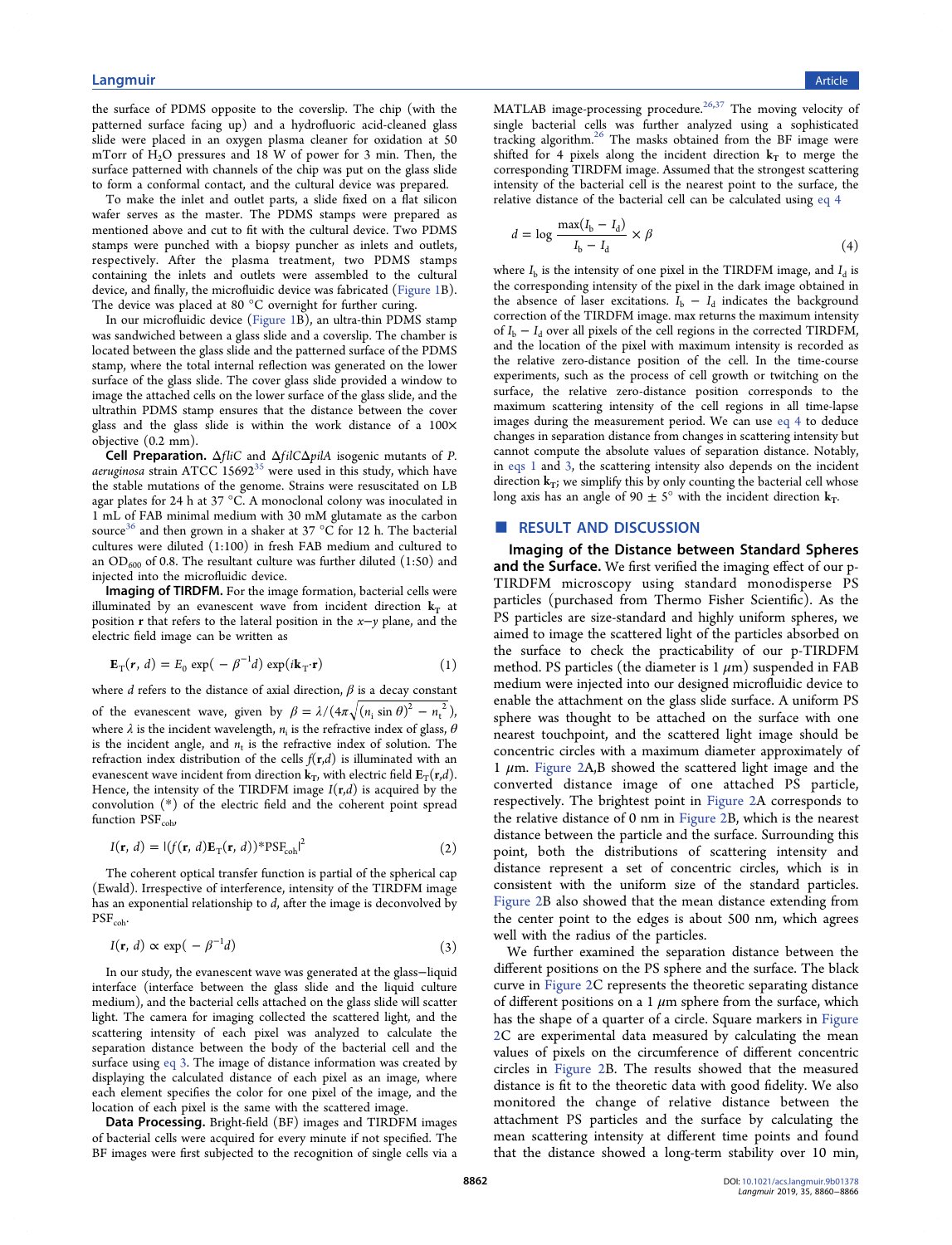the surface of PDMS opposite to the coverslip. The chip (with the patterned surface facing up) and a hydrofluoric acid-cleaned glass slide were placed in an oxygen plasma cleaner for oxidation at 50 mTorr of $H_2O$ pressures and 18 W of power for 3 min. Then, the surface patterned with channels of the chip was put on the glass slide to form a conformal contact, and the cultural device was prepared.

To make the inlet and outlet parts, a slide fixed on a flat silicon wafer serves as the master. The PDMS stamps were prepared as mentioned above and cut to fit with the cultural device. Two PDMS stamps were punched with a biopsy puncher as inlets and outlets, respectively. After the plasma treatment, two PDMS stamps containing the inlets and outlets were assembled to the cultural device, and finally, the microfluidic device was fabricated (Figure 1B). The device was placed at 80 °C overnight for further curing.

In our microfluidic device (Figure 1B), an ultra-thin PDMS stamp was sandwiched between a glass slide and a coverslip. The chamber is located between the glass slide and the patterned surface of the PDMS stamp, where the total internal reflection was generated on the lower surface of the glass slide. The cover glass slide provided a window to image the attached cells on the lower surface of the glass slide, and the ultrathin PDMS stamp ensures that the distance between the cover glass and the glass slide is within the work distance of a 100× objective (0.2 mm).

**Cell Preparation.** Δ*fliC* and Δ*filC*Δ*pilA* isogenic mutants of *P. aeruginosa* strain ATCC 15692[35] were used in this study, which have the stable mutations of the genome. Strains were resuscitated on LB agar plates for 24 h at 37 °C. A monoclonal colony was inoculated in 1 mL of FAB minimal medium with 30 mM glutamate as the carbon source[36] and then grown in a shaker at 37 °C for 12 h. The bacterial cultures were diluted (1:100) in fresh FAB medium and cultured to an $OD_{600}$ of 0.8. The resultant culture was further diluted (1:50) and injected into the microfluidic device.

**Imaging of TIRDFM.** For the image formation, bacterial cells were illuminated by an evanescent wave from incident direction $\mathbf{k}_T$ at position $\mathbf{r}$ that refers to the lateral position in the $x$−$y$ plane, and the electric field image can be written as

$$\mathbf{E}_T(\mathbf{r}, d) = E_0 \exp(-\beta^{-1} d) \exp(i\mathbf{k}_T \cdot \mathbf{r}) \tag{1}$$

where $d$ refers to the distance of axial direction, $\beta$ is a decay constant of the evanescent wave, given by $\beta = \lambda/(4\pi\sqrt{(n_i \sin\theta)^2 - n_t^{\,2}})$, where $\lambda$ is the incident wavelength, $n_i$ is the refractive index of glass, $\theta$ is the incident angle, and $n_t$ is the refractive index of solution. The refraction index distribution of the cells $f(\mathbf{r},d)$ is illuminated with an evanescent wave incident from direction $\mathbf{k}_T$, with electric field $\mathbf{E}_T(\mathbf{r},d)$. Hence, the intensity of the TIRDFM image $I(\mathbf{r},d)$ is acquired by the convolution (*) of the electric field and the coherent point spread function $PSF_{coh}$,

$$I(\mathbf{r}, d) = |(f(\mathbf{r}, d)\mathbf{E}_T(\mathbf{r}, d))^* PSF_{coh}|^2 \tag{2}$$

The coherent optical transfer function is partial of the spherical cap (Ewald). Irrespective of interference, intensity of the TIRDFM image has an exponential relationship to $d$, after the image is deconvolved by $PSF_{coh}$.

$$I(\mathbf{r}, d) \propto \exp(-\beta^{-1} d) \tag{3}$$

In our study, the evanescent wave was generated at the glass−liquid interface (interface between the glass slide and the liquid culture medium), and the bacterial cells attached on the glass slide will scatter light. The camera for imaging collected the scattered light, and the scattering intensity of each pixel was analyzed to calculate the separation distance between the body of the bacterial cell and the surface using eq 3. The image of distance information was created by displaying the calculated distance of each pixel as an image, where each element specifies the color for one pixel of the image, and the location of each pixel is the same with the scattered image.

**Data Processing.** Bright-field (BF) images and TIRDFM images of bacterial cells were acquired for every minute if not specified. The BF images were first subjected to the recognition of single cells via a MATLAB image-processing procedure.[26,37] The moving velocity of single bacterial cells was further analyzed using a sophisticated tracking algorithm.[26] The masks obtained from the BF image were shifted for 4 pixels along the incident direction $\mathbf{k}_T$ to merge the corresponding TIRDFM image. Assumed that the strongest scattering intensity of the bacterial cell is the nearest point to the surface, the relative distance of the bacterial cell can be calculated using eq 4

$$d = \log \frac{\max(I_b - I_d)}{I_b - I_d} \times \beta \tag{4}$$

where $I_b$ is the intensity of one pixel in the TIRDFM image, and $I_d$ is the corresponding intensity of the pixel in the dark image obtained in the absence of laser excitations. $I_b - I_d$ indicates the background correction of the TIRDFM image. max returns the maximum intensity of $I_b - I_d$ over all pixels of the cell regions in the corrected TIRDFM, and the location of the pixel with maximum intensity is recorded as the relative zero-distance position of the cell. In the time-course experiments, such as the process of cell growth or twitching on the surface, the relative zero-distance position corresponds to the maximum scattering intensity of the cell regions in all time-lapse images during the measurement period. We can use eq 4 to deduce changes in separation distance from changes in scattering intensity but cannot compute the absolute values of separation distance. Notably, in eqs 1 and 3, the scattering intensity also depends on the incident direction $\mathbf{k}_T$; we simplify this by only counting the bacterial cell whose long axis has an angle of 90 ± 5° with the incident direction $\mathbf{k}_T$.

## RESULT AND DISCUSSION

**Imaging of the Distance between Standard Spheres and the Surface.** We first verified the imaging effect of our p-TIRDFM microscopy using standard monodisperse PS particles (purchased from Thermo Fisher Scientific). As the PS particles are size-standard and highly uniform spheres, we aimed to image the scattered light of the particles absorbed on the surface to check the practicability of our p-TIRDFM method. PS particles (the diameter is 1 μm) suspended in FAB medium were injected into our designed microfluidic device to enable the attachment on the glass slide surface. A uniform PS sphere was thought to be attached on the surface with one nearest touchpoint, and the scattered light image should be concentric circles with a maximum diameter approximately of 1 μm. Figure 2A,B showed the scattered light image and the converted distance image of one attached PS particle, respectively. The brightest point in Figure 2A corresponds to the relative distance of 0 nm in Figure 2B, which is the nearest distance between the particle and the surface. Surrounding this point, both the distributions of scattering intensity and distance represent a set of concentric circles, which is in consistent with the uniform size of the standard particles. Figure 2B also showed that the mean distance extending from the center point to the edges is about 500 nm, which agrees well with the radius of the particles.

We further examined the separation distance between the different positions on the PS sphere and the surface. The black curve in Figure 2C represents the theoretic separating distance of different positions on a 1 μm sphere from the surface, which has the shape of a quarter of a circle. Square markers in Figure 2C are experimental data measured by calculating the mean values of pixels on the circumference of different concentric circles in Figure 2B. The results showed that the measured distance is fit to the theoretic data with good fidelity. We also monitored the change of relative distance between the attachment PS particles and the surface by calculating the mean scattering intensity at different time points and found that the distance showed a long-term stability over 10 min,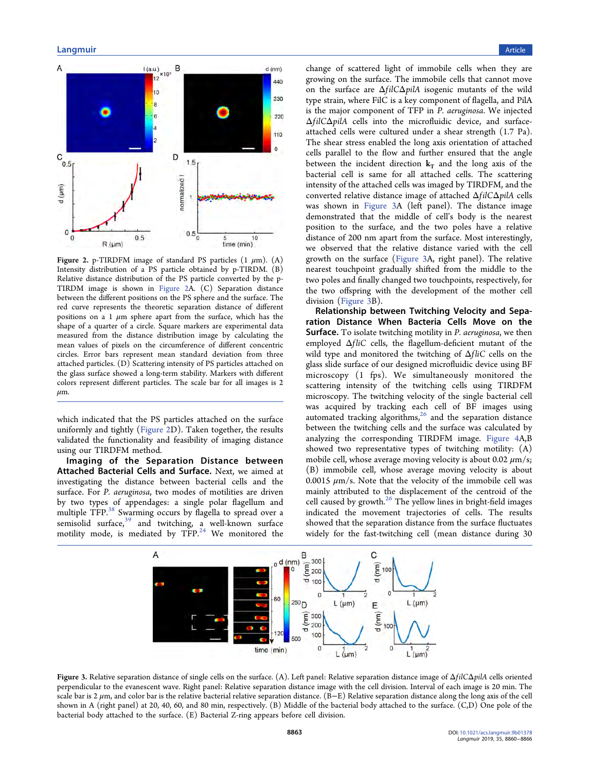Figure 2. p-TIRDFM image of standard PS particles (1 $\mu$m). (A) Intensity distribution of a PS particle obtained by p-TIRDM. (B) Relative distance distribution of the PS particle converted from the p-TIRDM image is shown in Figure 2A. (C) Separation distance between the different positions on the PS sphere and the surface. The red curve represents the theoretic separation distance of different positions on a 1 $\mu$m sphere apart from the surface, which has the shape of a quarter of a circle. Square markers are experimental data measured from the distance distribution image by calculating the mean values of pixels on the circumference of different concentric circles. Error bars represent mean standard deviation from three attached particles. (D) Scattering intensity of PS particles attached on the glass surface showed a long-term stability. Markers with different colors represent different particles. The scale bar for all images is 2 $\mu$m.

which indicated that the PS particles attached on the surface uniformly and tightly (Figure 2D). Taken together, the results validated the functionality and feasibility of imaging distance using our TIRDFM method.

**Imaging of the Separation Distance between Attached Bacterial Cells and Surface.** Next, we aimed at investigating the distance between bacterial cells and the surface. For *P. aeruginosa*, two modes of motilities are driven by two types of appendages: a single polar flagellum and multiple TFP.[38] Swarming occurs by flagella to spread over a semisolid surface,[39] and twitching, a well-known surface motility mode, is mediated by TFP.[24] We monitored the change of scattered light of immobile cells when they are growing on the surface. The immobile cells that cannot move on the surface are Δ*filC*Δ*pilA* isogenic mutants of the wild type strain, where FilC is a key component of flagella, and PilA is the major component of TFP in *P. aeruginosa*. We injected Δ*filC*Δ*pilA* cells into the microfluidic device, and surface-attached cells were cultured under a shear strength (1.7 Pa). The shear stress enabled the long axis orientation of attached cells parallel to the flow and further ensured that the angle between the incident direction $\mathbf{k}_T$ and the long axis of the bacterial cell is same for all attached cells. The scattering intensity of the attached cells was imaged by TIRDFM, and the converted relative distance image of attached Δ*filC*Δ*pilA* cells was shown in Figure 3A (left panel). The distance image demonstrated that the middle of cell's body is the nearest position to the surface, and the two poles have a relative distance of 200 nm apart from the surface. Most interestingly, we observed that the relative distance varied with the cell growth on the surface (Figure 3A, right panel). The relative nearest touchpoint gradually shifted from the middle to the two poles and finally changed two touchpoints, respectively, for the two offspring with the development of the mother cell division (Figure 3B).

**Relationship between Twitching Velocity and Separation Distance When Bacteria Cells Move on the Surface.** To isolate twitching motility in *P. aeruginosa*, we then employed Δ*fliC* cells, the flagellum-deficient mutant of the wild type and monitored the twitching of Δ*fliC* cells on the glass slide surface of our designed microfluidic device using BF microscopy (1 fps). We simultaneously monitored the scattering intensity of the twitching cells using TIRDFM microscopy. The twitching velocity of the single bacterial cell was acquired by tracking each cell of BF images using automated tracking algorithms,[26] and the separation distance between the twitching cells and the surface was calculated by analyzing the corresponding TIRDFM image. Figure 4A,B showed two representative types of twitching motility: (A) mobile cell, whose average moving velocity is about 0.02 $\mu$m/s; (B) immobile cell, whose average moving velocity is about 0.0015 $\mu$m/s. Note that the velocity of the immobile cell was mainly attributed to the displacement of the centroid of the cell caused by growth.[26] The yellow lines in bright-field images indicated the movement trajectories of cells. The results showed that the separation distance from the surface fluctuates widely for the fast-twitching cell (mean distance during 30

Figure 3. Relative separation distance of single cells on the surface. (A). Left panel: Relative separation distance image of Δ*filC*Δ*pilA* cells oriented perpendicular to the evanescent wave. Right panel: Relative separation distance image with the cell division. Interval of each image is 20 min. The scale bar is 2 $\mu$m, and color bar is the relative bacterial relative separation distance. (B−E) Relative separation distance along the long axis of the cell shown in A (right panel) at 20, 40, 60, and 80 min, respectively. (B) Middle of the bacterial body attached to the surface. (C,D) One pole of the bacterial body attached to the surface. (E) Bacterial Z-ring appears before cell division.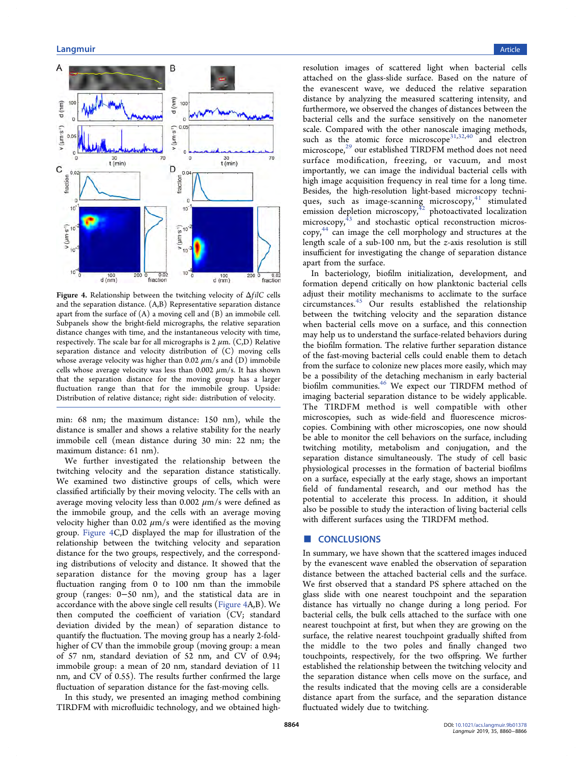Figure 4. Relationship between the twitching velocity of Δ*filC* cells and the separation distance. (A,B) Representative separation distance apart from the surface of (A) a moving cell and (B) an immobile cell. Subpanels show the bright-field micrographs, the relative separation distance changes with time, and the instantaneous velocity with time, respectively. The scale bar for all micrographs is 2 μm. (C,D) Relative separation distance and velocity distribution of (C) moving cells whose average velocity was higher than 0.02 μm/s and (D) immobile cells whose average velocity was less than 0.002 μm/s. It has shown that the separation distance for the moving group has a larger fluctuation range than that for the immobile group. Upside: Distribution of relative distance; right side: distribution of velocity.

min: 68 nm; the maximum distance: 150 nm), while the distance is smaller and shows a relative stability for the nearly immobile cell (mean distance during 30 min: 22 nm; the maximum distance: 61 nm).

We further investigated the relationship between the twitching velocity and the separation distance statistically. We examined two distinctive groups of cells, which were classified artificially by their moving velocity. The cells with an average moving velocity less than 0.002 μm/s were defined as the immobile group, and the cells with an average moving velocity higher than 0.02 μm/s were identified as the moving group. Figure 4C,D displayed the map for illustration of the relationship between the twitching velocity and separation distance for the two groups, respectively, and the corresponding distributions of velocity and distance. It showed that the separation distance for the moving group has a lager fluctuation ranging from 0 to 100 nm than the immobile group (ranges: 0−50 nm), and the statistical data are in accordance with the above single cell results (Figure 4A,B). We then computed the coefficient of variation (CV; standard deviation divided by the mean) of separation distance to quantify the fluctuation. The moving group has a nearly 2-fold-higher of CV than the immobile group (moving group: a mean of 57 nm, standard deviation of 52 nm, and CV of 0.94; immobile group: a mean of 20 nm, standard deviation of 11 nm, and CV of 0.55). The results further confirmed the large fluctuation of separation distance for the fast-moving cells.

In this study, we presented an imaging method combining TIRDFM with microfluidic technology, and we obtained high-resolution images of scattered light when bacterial cells attached on the glass-slide surface. Based on the nature of the evanescent wave, we deduced the relative separation distance by analyzing the measured scattering intensity, and furthermore, we observed the changes of distances between the bacterial cells and the surface sensitively on the nanometer scale. Compared with the other nanoscale imaging methods, such as the atomic force microscope[31,32,40] and electron microscope,[29] our established TIRDFM method does not need surface modification, freezing, or vacuum, and most importantly, we can image the individual bacterial cells with high image acquisition frequency in real time for a long time. Besides, the high-resolution light-based microscopy techniques, such as image-scanning microscopy,[41] stimulated emission depletion microscopy,[42] photoactivated localization microscopy,[43] and stochastic optical reconstruction microscopy,[44] can image the cell morphology and structures at the length scale of a sub-100 nm, but the *z*-axis resolution is still insufficient for investigating the change of separation distance apart from the surface.

In bacteriology, biofilm initialization, development, and formation depend critically on how planktonic bacterial cells adjust their motility mechanisms to acclimate to the surface circumstances.[45] Our results established the relationship between the twitching velocity and the separation distance when bacterial cells move on a surface, and this connection may help us to understand the surface-related behaviors during the biofilm formation. The relative further separation distance of the fast-moving bacterial cells could enable them to detach from the surface to colonize new places more easily, which may be a possibility of the detaching mechanism in early bacterial biofilm communities.[46] We expect our TIRDFM method of imaging bacterial separation distance to be widely applicable. The TIRDFM method is well compatible with other microscopies, such as wide-field and fluorescence microscopies. Combining with other microscopies, one now should be able to monitor the cell behaviors on the surface, including twitching motility, metabolism and conjugation, and the separation distance simultaneously. The study of cell basic physiological processes in the formation of bacterial biofilms on a surface, especially at the early stage, shows an important field of fundamental research, and our method has the potential to accelerate this process. In addition, it should also be possible to study the interaction of living bacterial cells with different surfaces using the TIRDFM method.

## CONCLUSIONS

In summary, we have shown that the scattered images induced by the evanescent wave enabled the observation of separation distance between the attached bacterial cells and the surface. We first observed that a standard PS sphere attached on the glass slide with one nearest touchpoint and the separation distance has virtually no change during a long period. For bacterial cells, the bulk cells attached to the surface with one nearest touchpoint at first, but when they are growing on the surface, the relative nearest touchpoint gradually shifted from the middle to the two poles and finally changed two touchpoints, respectively, for the two offspring. We further established the relationship between the twitching velocity and the separation distance when cells move on the surface, and the results indicated that the moving cells are a considerable distance apart from the surface, and the separation distance fluctuated widely due to twitching.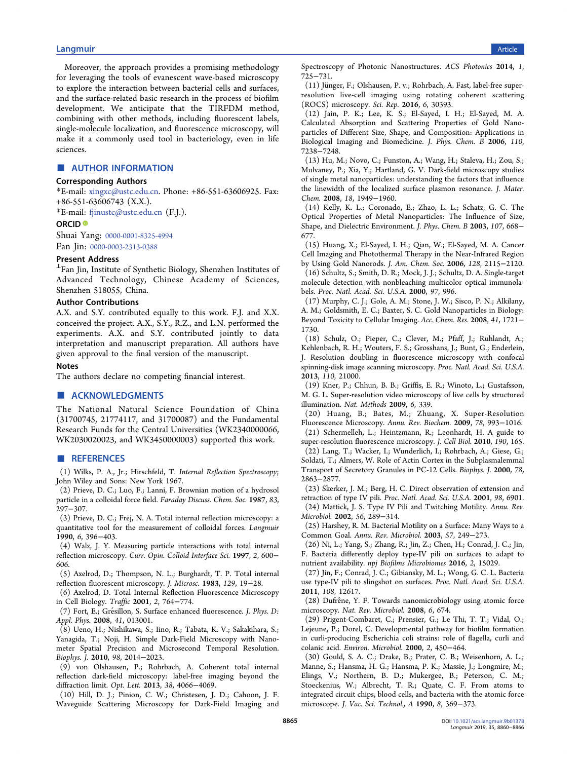Moreover, the approach provides a promising methodology for leveraging the tools of evanescent wave-based microscopy to explore the interaction between bacterial cells and surfaces, and the surface-related basic research in the process of biofilm development. We anticipate that the TIRFDM method, combining with other methods, including fluorescent labels, single-molecule localization, and fluorescence microscopy, will make it a commonly used tool in bacteriology, even in life sciences.

## ■ AUTHOR INFORMATION

### Corresponding Authors

*E-mail: xingxc@ustc.edu.cn. Phone: +86-551-63606925. Fax: +86-551-63606743 (X.X.).

*E-mail: fjinustc@ustc.edu.cn (F.J.).

### ORCID

Shuai Yang: 0000-0001-8325-4994

Fan Jin: 0000-0003-2313-0388

### Present Address

⊥Fan Jin, Institute of Synthetic Biology, Shenzhen Institutes of Advanced Technology, Chinese Academy of Sciences, Shenzhen 518055, China.

### Author Contributions

A.X. and S.Y. contributed equally to this work. F.J. and X.X. conceived the project. A.X., S.Y., R.Z., and L.N. performed the experiments. A.X. and S.Y. contributed jointly to data interpretation and manuscript preparation. All authors have given approval to the final version of the manuscript.

### Notes

The authors declare no competing financial interest.

## ■ ACKNOWLEDGMENTS

The National Natural Science Foundation of China (31700745, 21774117, and 31700087) and the Fundamental Research Funds for the Central Universities (WK2340000066, WK2030020023, and WK3450000003) supported this work.

## ■ REFERENCES

(1) Wilks, P. A., Jr.; Hirschfeld, T. *Internal Reflection Spectroscopy*; John Wiley and Sons: New York 1967.

(2) Prieve, D. C.; Luo, F.; Lanni, F. Brownian motion of a hydrosol particle in a colloidal force field. *Faraday Discuss. Chem. Soc.* **1987**, *83*, 297−307.

(3) Prieve, D. C.; Frej, N. A. Total internal reflection microscopy: a quantitative tool for the measurement of colloidal forces. *Langmuir* **1990**, *6*, 396−403.

(4) Walz, J. Y. Measuring particle interactions with total internal reflection microscopy. *Curr. Opin. Colloid Interface Sci.* **1997**, *2*, 600−606.

(5) Axelrod, D.; Thompson, N. L.; Burghardt, T. P. Total internal reflection fluorescent microscopy. *J. Microsc.* **1983**, *129*, 19−28.

(6) Axelrod, D. Total Internal Reflection Fluorescence Microscopy in Cell Biology. *Traffic* **2001**, *2*, 764−774.

(7) Fort, E.; Grésillon, S. Surface enhanced fluorescence. *J. Phys. D: Appl. Phys.* **2008**, *41*, 013001.

(8) Ueno, H.; Nishikawa, S.; Iino, R.; Tabata, K. V.; Sakakihara, S.; Yanagida, T.; Noji, H. Simple Dark-Field Microscopy with Nanometer Spatial Precision and Microsecond Temporal Resolution. *Biophys. J.* **2010**, *98*, 2014−2023.

(9) von Olshausen, P.; Rohrbach, A. Coherent total internal reflection dark-field microscopy: label-free imaging beyond the diffraction limit. *Opt. Lett.* **2013**, *38*, 4066−4069.

(10) Hill, D. J.; Pinion, C. W.; Christesen, J. D.; Cahoon, J. F. Waveguide Scattering Microscopy for Dark-Field Imaging and Spectroscopy of Photonic Nanostructures. *ACS Photonics* **2014**, *1*, 725−731.

(11) Jünger, F.; Olshausen, P. v.; Rohrbach, A. Fast, label-free super-resolution live-cell imaging using rotating coherent scattering (ROCS) microscopy. *Sci. Rep.* **2016**, *6*, 30393.

(12) Jain, P. K.; Lee, K. S.; El-Sayed, I. H.; El-Sayed, M. A. Calculated Absorption and Scattering Properties of Gold Nanoparticles of Different Size, Shape, and Composition: Applications in Biological Imaging and Biomedicine. *J. Phys. Chem. B* **2006**, *110*, 7238−7248.

(13) Hu, M.; Novo, C.; Funston, A.; Wang, H.; Staleva, H.; Zou, S.; Mulvaney, P.; Xia, Y.; Hartland, G. V. Dark-field microscopy studies of single metal nanoparticles: understanding the factors that influence the linewidth of the localized surface plasmon resonance. *J. Mater. Chem.* **2008**, *18*, 1949−1960.

(14) Kelly, K. L.; Coronado, E.; Zhao, L. L.; Schatz, G. C. The Optical Properties of Metal Nanoparticles: The Influence of Size, Shape, and Dielectric Environment. *J. Phys. Chem. B* **2003**, *107*, 668−677.

(15) Huang, X.; El-Sayed, I. H.; Qian, W.; El-Sayed, M. A. Cancer Cell Imaging and Photothermal Therapy in the Near-Infrared Region by Using Gold Nanorods. *J. Am. Chem. Soc.* **2006**, *128*, 2115−2120.

(16) Schultz, S.; Smith, D. R.; Mock, J. J.; Schultz, D. A. Single-target molecule detection with nonbleaching multicolor optical immunolabels. *Proc. Natl. Acad. Sci. U.S.A.* **2000**, *97*, 996.

(17) Murphy, C. J.; Gole, A. M.; Stone, J. W.; Sisco, P. N.; Alkilany, A. M.; Goldsmith, E. C.; Baxter, S. C. Gold Nanoparticles in Biology: Beyond Toxicity to Cellular Imaging. *Acc. Chem. Res.* **2008**, *41*, 1721−1730.

(18) Schulz, O.; Pieper, C.; Clever, M.; Pfaff, J.; Ruhlandt, A.; Kehlenbach, R. H.; Wouters, F. S.; Grosshans, J.; Bunt, G.; Enderlein, J. Resolution doubling in fluorescence microscopy with confocal spinning-disk image scanning microscopy. *Proc. Natl. Acad. Sci. U.S.A.* **2013**, *110*, 21000.

(19) Kner, P.; Chhun, B. B.; Griffis, E. R.; Winoto, L.; Gustafsson, M. G. L. Super-resolution video microscopy of live cells by structured illumination. *Nat. Methods* **2009**, *6*, 339.

(20) Huang, B.; Bates, M.; Zhuang, X. Super-Resolution Fluorescence Microscopy. *Annu. Rev. Biochem.* **2009**, *78*, 993−1016.

(21) Schermelleh, L.; Heintzmann, R.; Leonhardt, H. A guide to super-resolution fluorescence microscopy. *J. Cell Biol.* **2010**, *190*, 165.

(22) Lang, T.; Wacker, I.; Wunderlich, I.; Rohrbach, A.; Giese, G.; Soldati, T.; Almers, W. Role of Actin Cortex in the Subplasmalemmal Transport of Secretory Granules in PC-12 Cells. *Biophys. J.* **2000**, *78*, 2863−2877.

(23) Skerker, J. M.; Berg, H. C. Direct observation of extension and retraction of type IV pili. *Proc. Natl. Acad. Sci. U.S.A.* **2001**, *98*, 6901.

(24) Mattick, J. S. Type IV Pili and Twitching Motility. *Annu. Rev. Microbiol.* **2002**, *56*, 289−314.

(25) Harshey, R. M. Bacterial Motility on a Surface: Many Ways to a Common Goal. *Annu. Rev. Microbiol.* **2003**, *57*, 249−273.

(26) Ni, L.; Yang, S.; Zhang, R.; Jin, Z.; Chen, H.; Conrad, J. C.; Jin, F. Bacteria differently deploy type-IV pili on surfaces to adapt to nutrient availability. *npj Biofilms Microbiomes* **2016**, *2*, 15029.

(27) Jin, F.; Conrad, J. C.; Gibiansky, M. L.; Wong, G. C. L. Bacteria use type-IV pili to slingshot on surfaces. *Proc. Natl. Acad. Sci. U.S.A.* **2011**, *108*, 12617.

(28) Dufrêne, Y. F. Towards nanomicrobiology using atomic force microscopy. *Nat. Rev. Microbiol.* **2008**, *6*, 674.

(29) Prigent-Combaret, C.; Prensier, G.; Le Thi, T. T.; Vidal, O.; Lejeune, P.; Dorel, C. Developmental pathway for biofilm formation in curli-producing Escherichia coli strains: role of flagella, curli and colanic acid. *Environ. Microbiol.* **2000**, *2*, 450−464.

(30) Gould, S. A. C.; Drake, B.; Prater, C. B.; Weisenhorn, A. L.; Manne, S.; Hansma, H. G.; Hansma, P. K.; Massie, J.; Longmire, M.; Elings, V.; Northern, B. D.; Mukergee, B.; Peterson, C. M.; Stoeckenius, W.; Albrecht, T. R.; Quate, C. F. From atoms to integrated circuit chips, blood cells, and bacteria with the atomic force microscope. *J. Vac. Sci. Technol., A* **1990**, *8*, 369−373.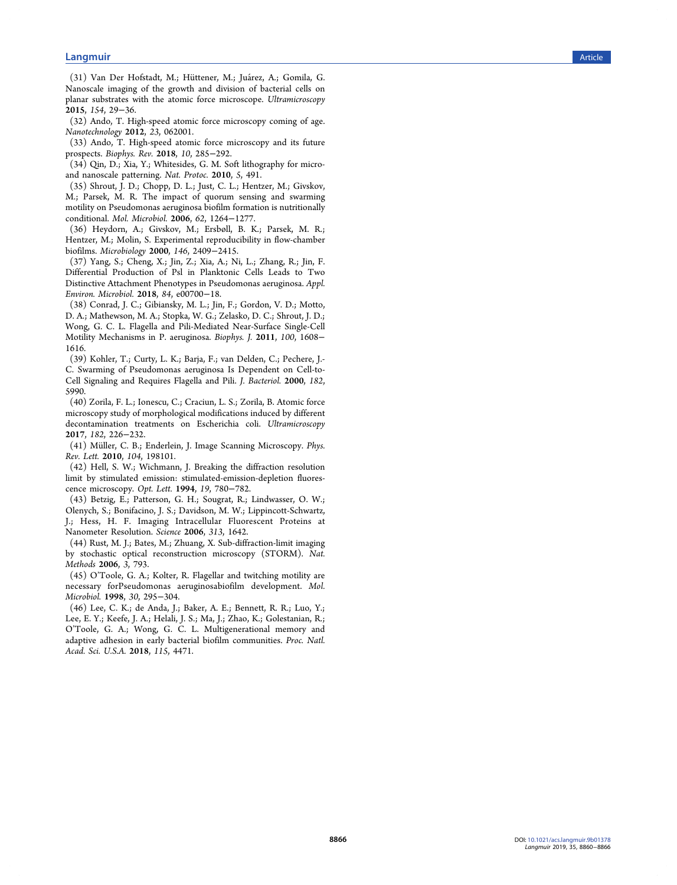(31) Van Der Hofstadt, M.; Hüttener, M.; Juárez, A.; Gomila, G. Nanoscale imaging of the growth and division of bacterial cells on planar substrates with the atomic force microscope. *Ultramicroscopy* **2015**, *154*, 29−36.

(32) Ando, T. High-speed atomic force microscopy coming of age. *Nanotechnology* **2012**, *23*, 062001.

(33) Ando, T. High-speed atomic force microscopy and its future prospects. *Biophys. Rev.* **2018**, *10*, 285−292.

(34) Qin, D.; Xia, Y.; Whitesides, G. M. Soft lithography for micro- and nanoscale patterning. *Nat. Protoc.* **2010**, *5*, 491.

(35) Shrout, J. D.; Chopp, D. L.; Just, C. L.; Hentzer, M.; Givskov, M.; Parsek, M. R. The impact of quorum sensing and swarming motility on Pseudomonas aeruginosa biofilm formation is nutritionally conditional. *Mol. Microbiol.* **2006**, *62*, 1264−1277.

(36) Heydorn, A.; Givskov, M.; Ersbøll, B. K.; Parsek, M. R.; Hentzer, M.; Molin, S. Experimental reproducibility in flow-chamber biofilms. *Microbiology* **2000**, *146*, 2409−2415.

(37) Yang, S.; Cheng, X.; Jin, Z.; Xia, A.; Ni, L.; Zhang, R.; Jin, F. Differential Production of Psl in Planktonic Cells Leads to Two Distinctive Attachment Phenotypes in Pseudomonas aeruginosa. *Appl. Environ. Microbiol.* **2018**, *84*, e00700−18.

(38) Conrad, J. C.; Gibiansky, M. L.; Jin, F.; Gordon, V. D.; Motto, D. A.; Mathewson, M. A.; Stopka, W. G.; Zelasko, D. C.; Shrout, J. D.; Wong, G. C. L. Flagella and Pili-Mediated Near-Surface Single-Cell Motility Mechanisms in P. aeruginosa. *Biophys. J.* **2011**, *100*, 1608−1616.

(39) Kohler, T.; Curty, L. K.; Barja, F.; van Delden, C.; Pechere, J.-C. Swarming of Pseudomonas aeruginosa Is Dependent on Cell-to-Cell Signaling and Requires Flagella and Pili. *J. Bacteriol.* **2000**, *182*, 5990.

(40) Zorila, F. L.; Ionescu, C.; Craciun, L. S.; Zorila, B. Atomic force microscopy study of morphological modifications induced by different decontamination treatments on Escherichia coli. *Ultramicroscopy* **2017**, *182*, 226−232.

(41) Müller, C. B.; Enderlein, J. Image Scanning Microscopy. *Phys. Rev. Lett.* **2010**, *104*, 198101.

(42) Hell, S. W.; Wichmann, J. Breaking the diffraction resolution limit by stimulated emission: stimulated-emission-depletion fluorescence microscopy. *Opt. Lett.* **1994**, *19*, 780−782.

(43) Betzig, E.; Patterson, G. H.; Sougrat, R.; Lindwasser, O. W.; Olenych, S.; Bonifacino, J. S.; Davidson, M. W.; Lippincott-Schwartz, J.; Hess, H. F. Imaging Intracellular Fluorescent Proteins at Nanometer Resolution. *Science* **2006**, *313*, 1642.

(44) Rust, M. J.; Bates, M.; Zhuang, X. Sub-diffraction-limit imaging by stochastic optical reconstruction microscopy (STORM). *Nat. Methods* **2006**, *3*, 793.

(45) O'Toole, G. A.; Kolter, R. Flagellar and twitching motility are necessary forPseudomonas aeruginosabiofilm development. *Mol. Microbiol.* **1998**, *30*, 295−304.

(46) Lee, C. K.; de Anda, J.; Baker, A. E.; Bennett, R. R.; Luo, Y.; Lee, E. Y.; Keefe, J. A.; Helali, J. S.; Ma, J.; Zhao, K.; Golestanian, R.; O'Toole, G. A.; Wong, G. C. L. Multigenerational memory and adaptive adhesion in early bacterial biofilm communities. *Proc. Natl. Acad. Sci. U.S.A.* **2018**, *115*, 4471.